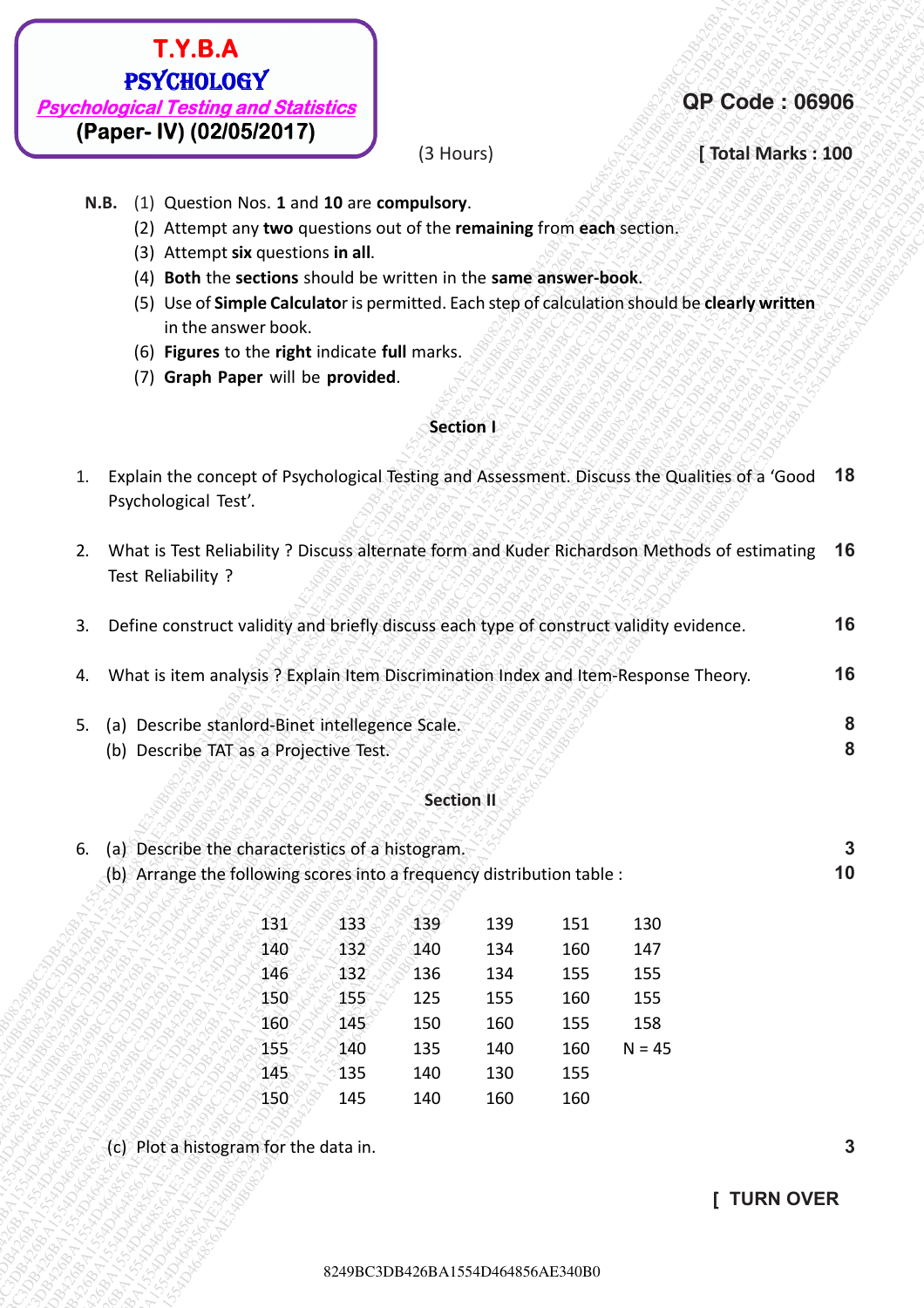**T.Y.B.A**
**PSYCHOLOGY**
***Psychological Testing and Statistics***
**(Paper- IV) (02/05/2017)**

**QP Code : 06906**

(3 Hours) **[ Total Marks : 100**

**N.B.** (1) Question Nos. **1** and **10** are **compulsory**.
(2) Attempt any **two** questions out of the **remaining** from **each** section.
(3) Attempt **six** questions **in all**.
(4) **Both** the **sections** should be written in the **same answer-book**.
(5) Use of **Simple Calculator** is permitted. Each step of calculation should be **clearly written** in the answer book.
(6) **Figures** to the **right** indicate **full** marks.
(7) **Graph Paper** will be **provided**.

## Section I

1. Explain the concept of Psychological Testing and Assessment. Discuss the Qualities of a 'Good Psychological Test'. **18**

2. What is Test Reliability ? Discuss alternate form and Kuder Richardson Methods of estimating Test Reliability ? **16**

3. Define construct validity and briefly discuss each type of construct validity evidence. **16**

4. What is item analysis ? Explain Item Discrimination Index and Item-Response Theory. **16**

5. (a) Describe stanlord-Binet intellegence Scale. **8**
(b) Describe TAT as a Projective Test. **8**

## Section II

6. (a) Describe the characteristics of a histogram. **3**
(b) Arrange the following scores into a frequency distribution table : **10**

| | | | | | |
|---|---|---|---|---|---|
| 131 | 133 | 139 | 139 | 151 | 130 |
| 140 | 132 | 140 | 134 | 160 | 147 |
| 146 | 132 | 136 | 134 | 155 | 155 |
| 150 | 155 | 125 | 155 | 160 | 155 |
| 160 | 145 | 150 | 160 | 155 | 158 |
| 155 | 140 | 135 | 140 | 160 | N = 45 |
| 145 | 135 | 140 | 130 | 155 | |
| 150 | 145 | 140 | 160 | 160 | |

(c) Plot a histogram for the data in. **3**

**[ TURN OVER**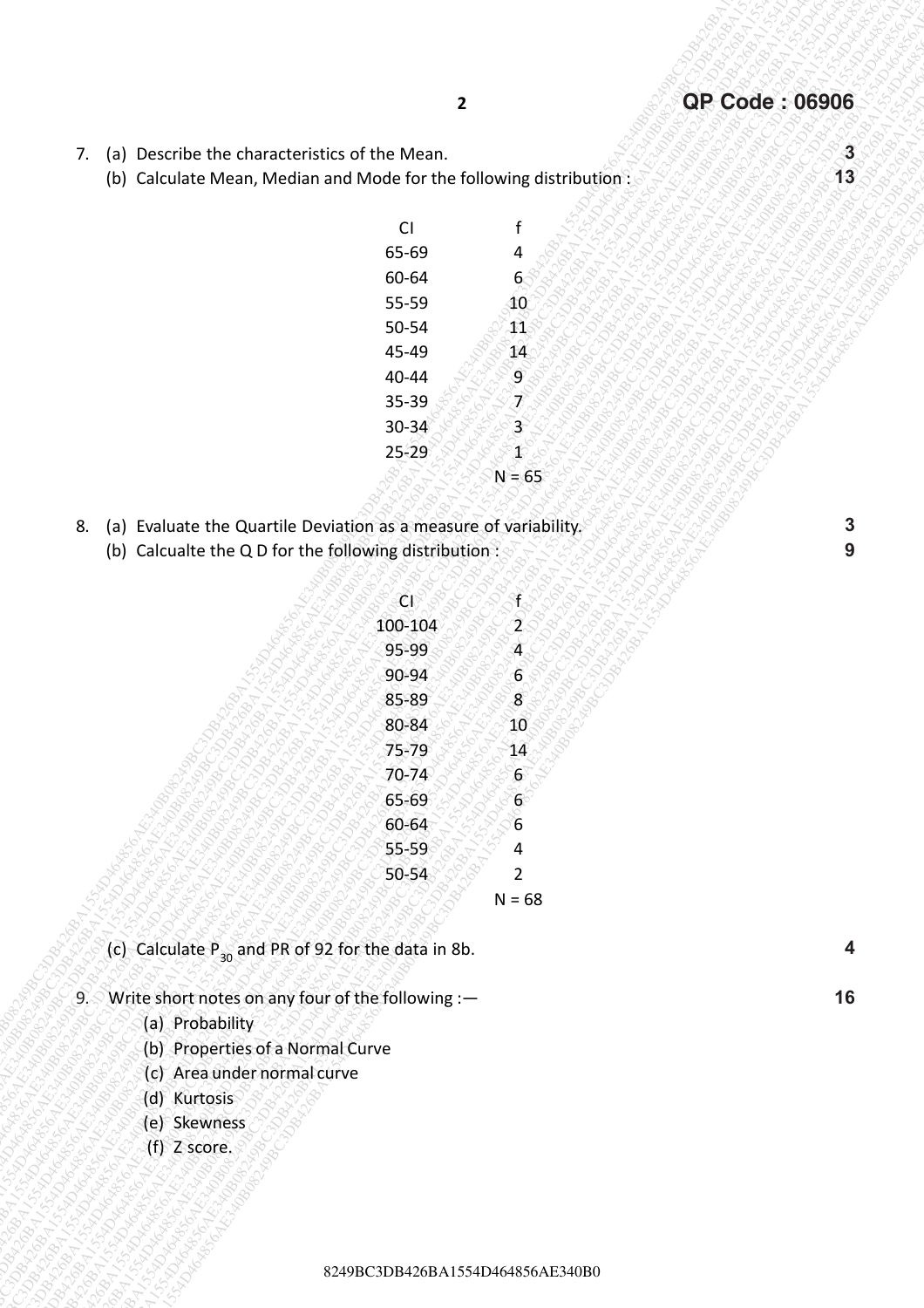QP Code : 06906

7. (a) Describe the characteristics of the Mean. **3**

   (b) Calculate Mean, Median and Mode for the following distribution : **13**

| CI | f |
|---|---|
| 65-69 | 4 |
| 60-64 | 6 |
| 55-59 | 10 |
| 50-54 | 11 |
| 45-49 | 14 |
| 40-44 | 9 |
| 35-39 | 7 |
| 30-34 | 3 |
| 25-29 | 1 |
| | N = 65 |

8. (a) Evaluate the Quartile Deviation as a measure of variability. **3**

   (b) Calcualte the Q D for the following distribution : **9**

| CI | f |
|---|---|
| 100-104 | 2 |
| 95-99 | 4 |
| 90-94 | 6 |
| 85-89 | 8 |
| 80-84 | 10 |
| 75-79 | 14 |
| 70-74 | 6 |
| 65-69 | 6 |
| 60-64 | 6 |
| 55-59 | 4 |
| 50-54 | 2 |
| | N = 68 |

   (c) Calculate $P_{30}$ and PR of 92 for the data in 8b. **4**

9. Write short notes on any four of the following :— **16**

   (a) Probability

   (b) Properties of a Normal Curve

   (c) Area under normal curve

   (d) Kurtosis

   (e) Skewness

   (f) Z score.

8249BC3DB426BA1554D464856AE340B0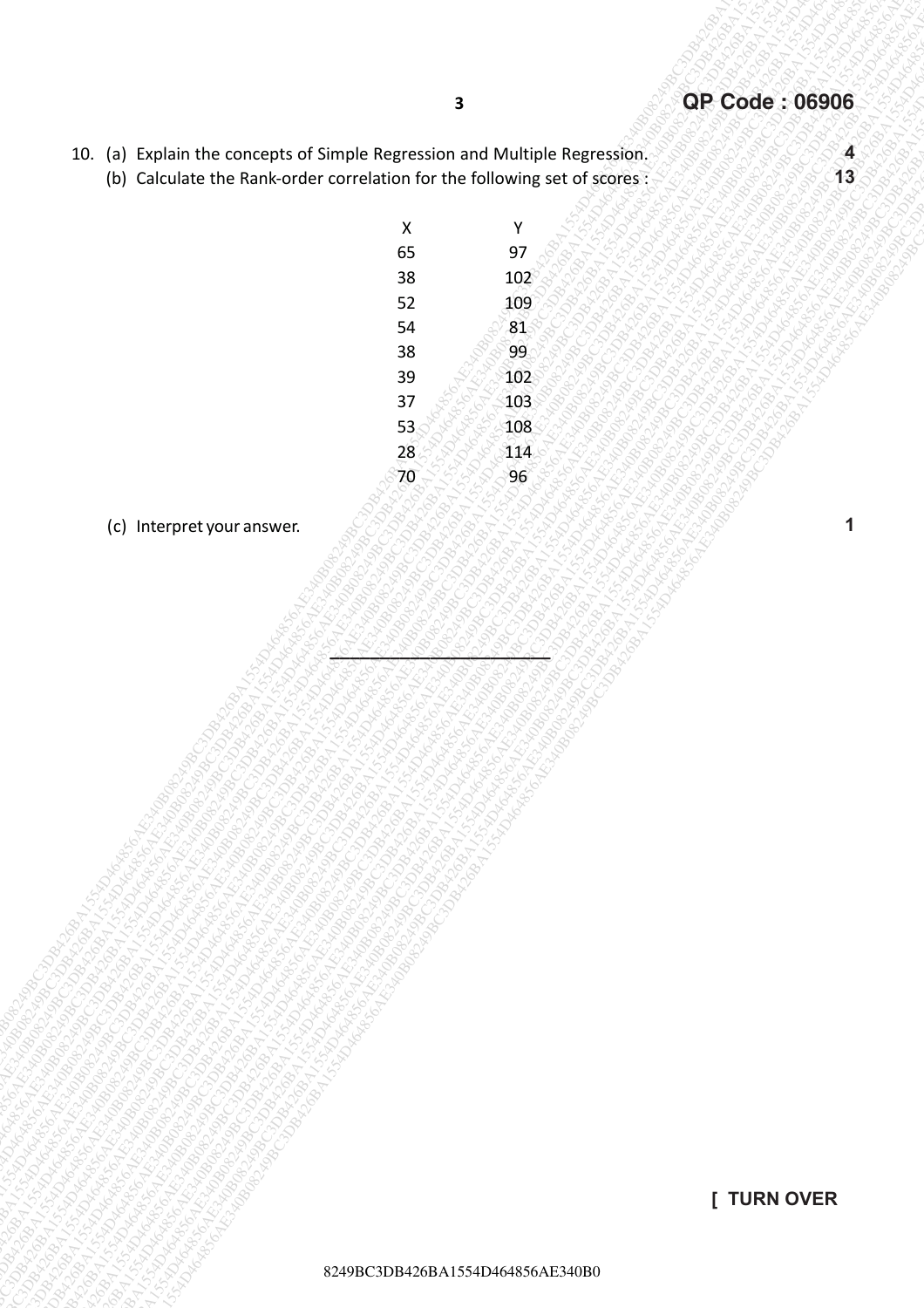10. (a) Explain the concepts of Simple Regression and Multiple Regression. **4**

(b) Calculate the Rank-order correlation for the following set of scores : **13**

| X | Y |
|---|---|
| 65 | 97 |
| 38 | 102 |
| 52 | 109 |
| 54 | 81 |
| 38 | 99 |
| 39 | 102 |
| 37 | 103 |
| 53 | 108 |
| 28 | 114 |
| 70 | 96 |

(c) Interpret your answer. **1**

---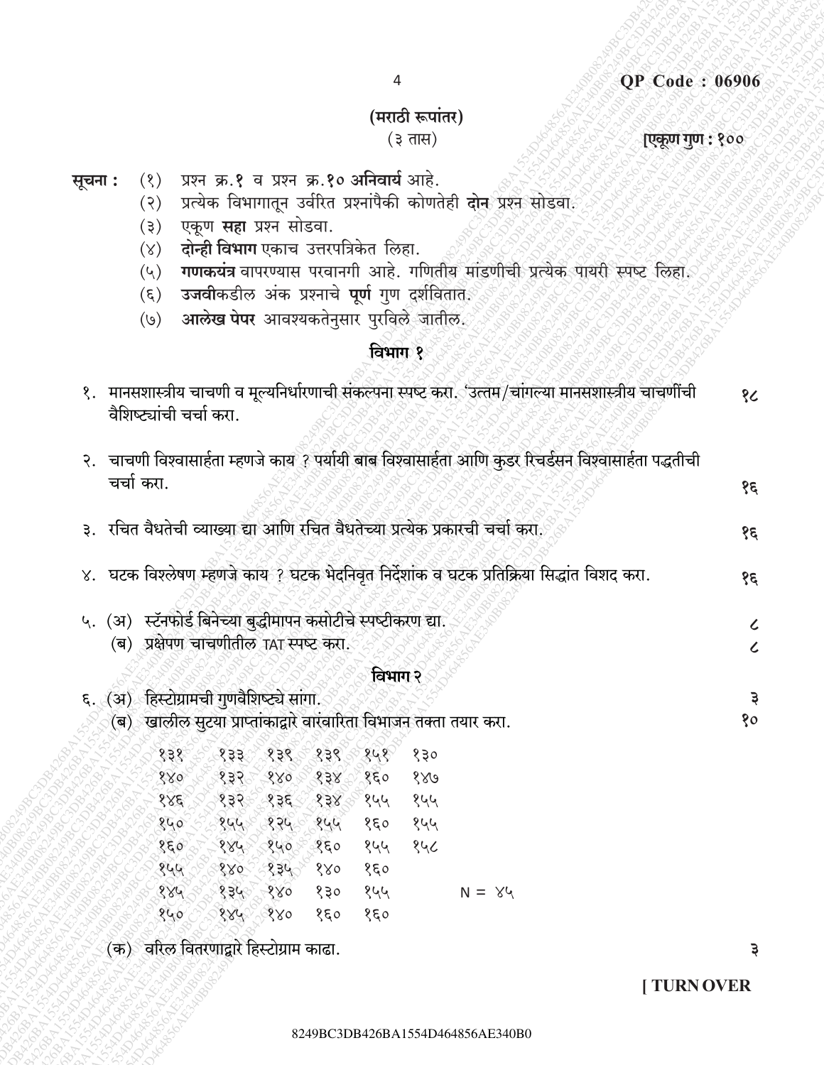QP Code : 06906

**(मराठी रूपांतर)**

(३ तास) **[एकूण गुण : १००**

**सूचना :**
(१) प्रश्न क्र.**१** व प्रश्न क्र.**१०** **अनिवार्य** आहे.
(२) प्रत्येक विभागातून उर्वरित प्रश्नांपैकी कोणतेही **दोन** प्रश्न सोडवा.
(३) एकूण **सहा** प्रश्न सोडवा.
(४) **दोन्ही विभाग** एकाच उत्तरपत्रिकेत लिहा.
(५) **गणकयंत्र** वापरण्यास परवानगी आहे. गणितीय मांडणीची प्रत्येक पायरी स्पष्ट लिहा.
(६) **उजवी**कडील अंक प्रश्नाचे **पूर्ण** गुण दर्शवितात.
(७) **आलेख पेपर** आवश्यकतेनुसार पुरविले जातील.

## विभाग १

१. मानसशास्त्रीय चाचणी व मूल्यनिर्धारणाची संकल्पना स्पष्ट करा. 'उत्तम/चांगल्या मानसशास्त्रीय चाचणींची वैशिष्ट्यांची चर्चा करा. — १८

२. चाचणी विश्वासार्हता म्हणजे काय ? पर्यायी बाब विश्वासार्हता आणि कुडर रिचर्डसन विश्वासार्हता पद्धतीची चर्चा करा. — १६

३. रचित वैधतेची व्याख्या द्या आणि रचित वैधतेच्या प्रत्येक प्रकारची चर्चा करा. — १६

४. घटक विश्लेषण म्हणजे काय ? घटक भेदनिवृत निर्देशांक व घटक प्रतिक्रिया सिद्धांत विशद करा. — १६

५. (अ) स्टॅनफोर्ड बिनेच्या बुद्धीमापन कसोटीचे स्पष्टीकरण द्या. — ८
(ब) प्रक्षेपण चाचणीतील TAT स्पष्ट करा. — ८

## विभाग २

६. (अ) हिस्टोग्रामची गुणवैशिष्ट्ये सांगा. — ३
(ब) खालील सुट्या प्राप्तांकाद्वारे वारंवारिता विभाजन तक्ता तयार करा. — १०

```
१३१   १३३   १३९   १३९   १५१   १३०
१४०   १३२   १४०   १३४   १६०   १४७
१४६   १३२   १३६   १३४   १५५   १५५
१५०   १५५   १२५   १५५   १६०   १५५
१६०   १४५   १५०   १६०   १५५   १५८
१५५   १४०   १३५   १४०   १६०
१४५   १३५   १४०   १३०   १५५         N = ४५
१५०   १४५   १४०   १६०   १६०
```

(क) वरिल वितरणाद्वारे हिस्टोग्राम काढा. — ३

[ TURN OVER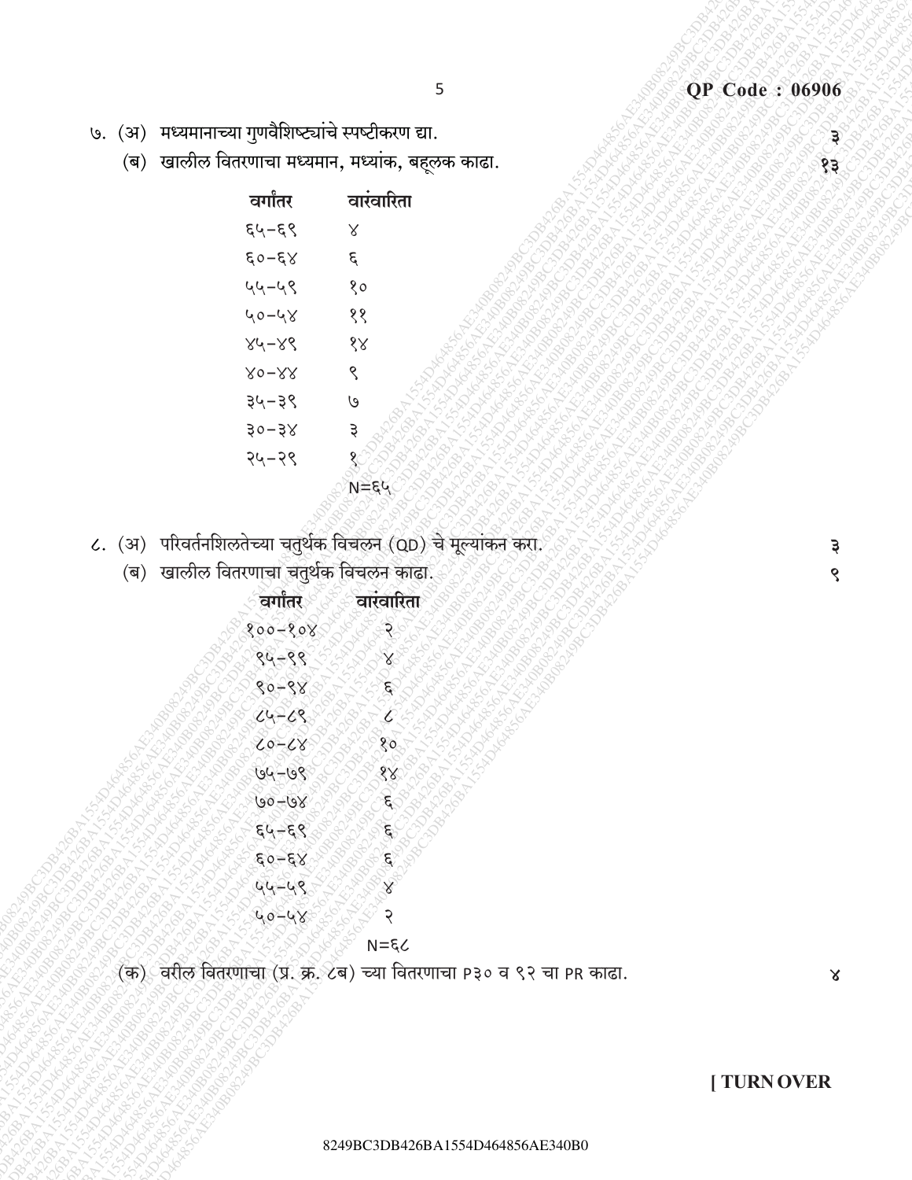७. (अ) मध्यमानाच्या गुणवैशिष्ट्यांचे स्पष्टीकरण द्या. ३

(ब) खालील वितरणाचा मध्यमान, मध्यांक, बहूलक काढा. १३

| वर्गांतर | वारंवारिता |
|---|---|
| ६५-६९ | ४ |
| ६०-६४ | ६ |
| ५५-५९ | १० |
| ५०-५४ | ११ |
| ४५-४९ | १४ |
| ४०-४४ | ९ |
| ३५-३९ | ७ |
| ३०-३४ | ३ |
| २५-२९ | १ |
| | N=६५ |

८. (अ) परिवर्तनशिलतेच्या चतुर्थक विचलन (QD) चे मूल्यांकन करा. ३

(ब) खालील वितरणाचा चतुर्थक विचलन काढा. ९

| वर्गांतर | वारंवारिता |
|---|---|
| १००-१०४ | २ |
| ९५-९९ | ४ |
| ९०-९४ | ६ |
| ८५-८९ | ८ |
| ८०-८४ | १० |
| ७५-७९ | १४ |
| ७०-७४ | ६ |
| ६५-६९ | ६ |
| ६०-६४ | ६ |
| ५५-५९ | ४ |
| ५०-५४ | २ |
| | N=६८ |

(क) वरील वितरणाचा (प्र. क्र. ८ब) च्या वितरणाचा P३० व ९२ चा PR काढा. ४

[ TURN OVER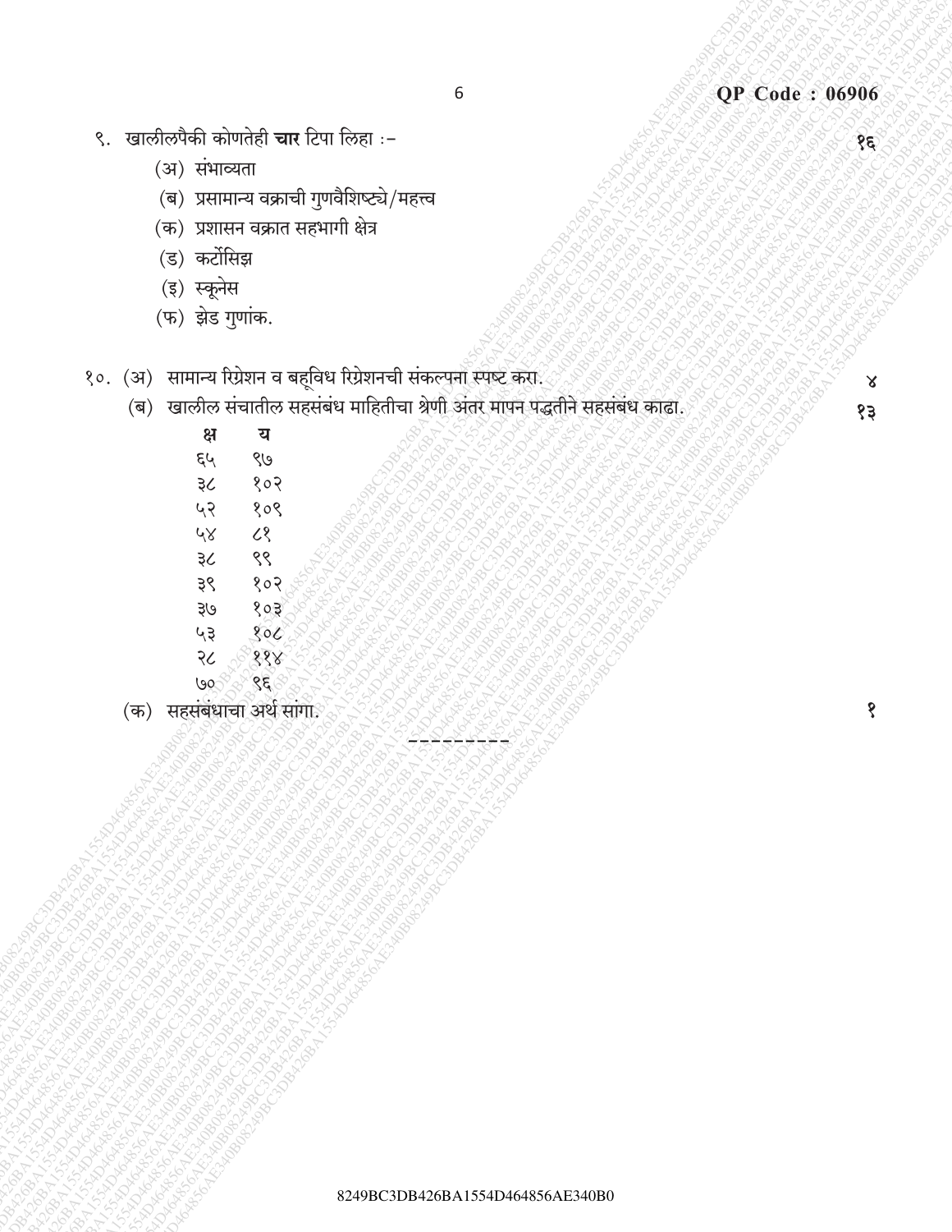९. खालीलपैकी कोणतेही **चार** टिपा लिहा :- १६

(अ) संभाव्यता

(ब) प्रसामान्य वक्राची गुणवैशिष्ट्ये/महत्त्व

(क) प्रशासन वक्रात सहभागी क्षेत्र

(ड) कर्टोसिझ

(इ) स्कूनेस

(फ) झेड गुणांक.

१०. (अ) सामान्य रिग्रेशन व बहुविध रिग्रेशनची संकल्पना स्पष्ट करा. ४

(ब) खालील संचातील सहसंबंध माहितीचा श्रेणी अंतर मापन पद्धतीने सहसंबंध काढा. १३

| क्ष | य |
|---|---|
| ६५ | ९७ |
| ३८ | १०२ |
| ५२ | १०९ |
| ५४ | ८१ |
| ३८ | ९९ |
| ३९ | १०२ |
| ३७ | १०३ |
| ५३ | १०८ |
| २८ | ११४ |
| ७० | ९६ |

(क) सहसंबंधाचा अर्थ सांगा. १

---------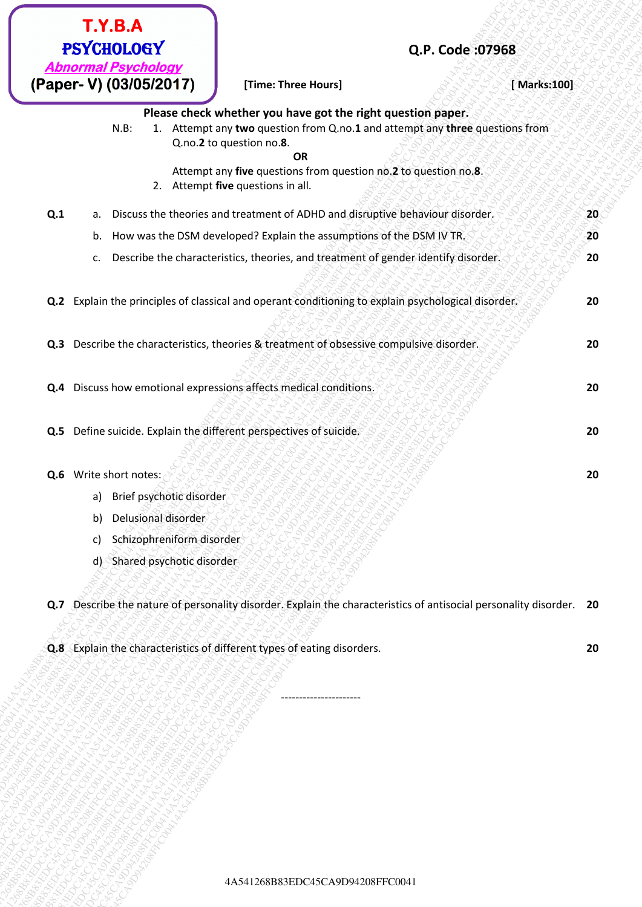**T.Y.B.A**
**PSYCHOLOGY**
***Abnormal Psychology***
**(Paper- V) (03/05/2017)**

**Q.P. Code :07968**

**[Time: Three Hours]** **[ Marks:100]**

**Please check whether you have got the right question paper.**

N.B:
1. Attempt any **two** question from Q.no.**1** and attempt any **three** questions from Q.no.**2** to question no.**8**.
   **OR**
   Attempt any **five** questions from question no.**2** to question no.**8**.
2. Attempt **five** questions in all.

**Q.1**
a. Discuss the theories and treatment of ADHD and disruptive behaviour disorder. **20**
b. How was the DSM developed? Explain the assumptions of the DSM IV TR. **20**
c. Describe the characteristics, theories, and treatment of gender identify disorder. **20**

**Q.2** Explain the principles of classical and operant conditioning to explain psychological disorder. **20**

**Q.3** Describe the characteristics, theories & treatment of obsessive compulsive disorder. **20**

**Q.4** Discuss how emotional expressions affects medical conditions. **20**

**Q.5** Define suicide. Explain the different perspectives of suicide. **20**

**Q.6** Write short notes: **20**
a) Brief psychotic disorder
b) Delusional disorder
c) Schizophreniform disorder
d) Shared psychotic disorder

**Q.7** Describe the nature of personality disorder. Explain the characteristics of antisocial personality disorder. **20**

**Q.8** Explain the characteristics of different types of eating disorders. **20**

----------------------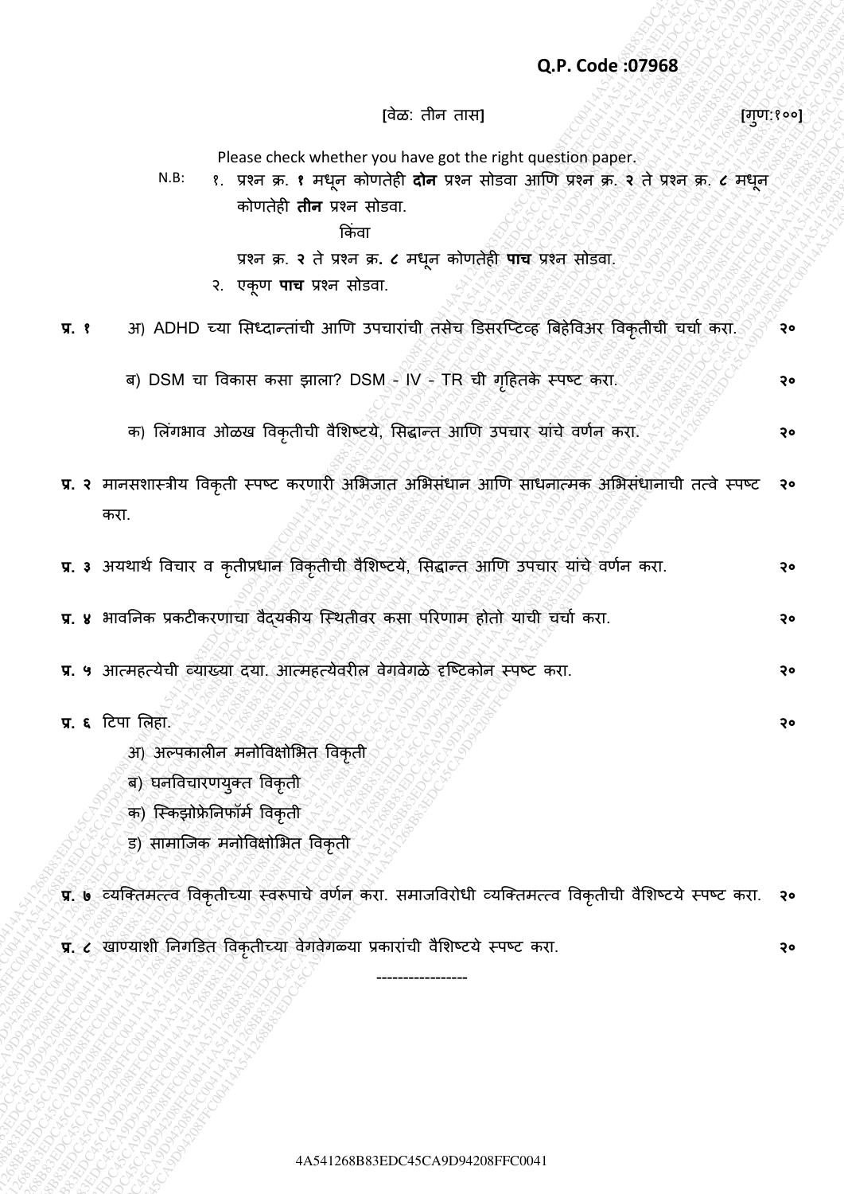**Q.P. Code :07968**

[वेळ: तीन तास] [गुण:१००]

Please check whether you have got the right question paper.

N.B: १. प्रश्न क्र. **१** मधून कोणतेही **दोन** प्रश्न सोडवा आणि प्रश्न क्र. **२** ते प्रश्न क्र. **८** मधून कोणतेही **तीन** प्रश्न सोडवा.

किंवा

प्रश्न क्र. **२** ते प्रश्न क्र. **८** मधून कोणतेही **पाच** प्रश्न सोडवा.

२. एकूण **पाच** प्रश्न सोडवा.

**प्र. १** अ) ADHD च्या सिध्दान्तांची आणि उपचारांची तसेच डिसरप्टिव्ह बिहेविअर विकृतीची चर्चा करा. **२०**

ब) DSM चा विकास कसा झाला? DSM - IV - TR ची गृहितके स्पष्ट करा. **२०**

क) लिंगभाव ओळख विकृतीची वैशिष्टये, सिद्धान्त आणि उपचार यांचे वर्णन करा. **२०**

**प्र. २** मानसशास्त्रीय विकृती स्पष्ट करणारी अभिजात अभिसंधान आणि साधनात्मक अभिसंधानाची तत्वे स्पष्ट करा. **२०**

**प्र. ३** अयथार्थ विचार व कृतीप्रधान विकृतीची वैशिष्टये, सिद्धान्त आणि उपचार यांचे वर्णन करा. **२०**

**प्र. ४** भावनिक प्रकटीकरणाचा वैद्यकीय स्थितीवर कसा परिणाम होतो याची चर्चा करा. **२०**

**प्र. ५** आत्महत्येची व्याख्या दया. आत्महत्येवरील वेगवेगळे दृष्टिकोन स्पष्ट करा. **२०**

**प्र. ६** टिपा लिहा. **२०**

अ) अल्पकालीन मनोविक्षोभित विकृती

ब) घनविचारणयुक्त विकृती

क) स्किझोफ्रेनिफॉर्म विकृती

ड) सामाजिक मनोविक्षोभित विकृती

**प्र. ७** व्यक्तिमत्त्व विकृतीच्या स्वरूपाचे वर्णन करा. समाजविरोधी व्यक्तिमत्त्व विकृतीची वैशिष्टये स्पष्ट करा. **२०**

**प्र. ८** खाण्याशी निगडित विकृतीच्या वेगवेगळ्या प्रकारांची वैशिष्टये स्पष्ट करा. **२०**

-----------------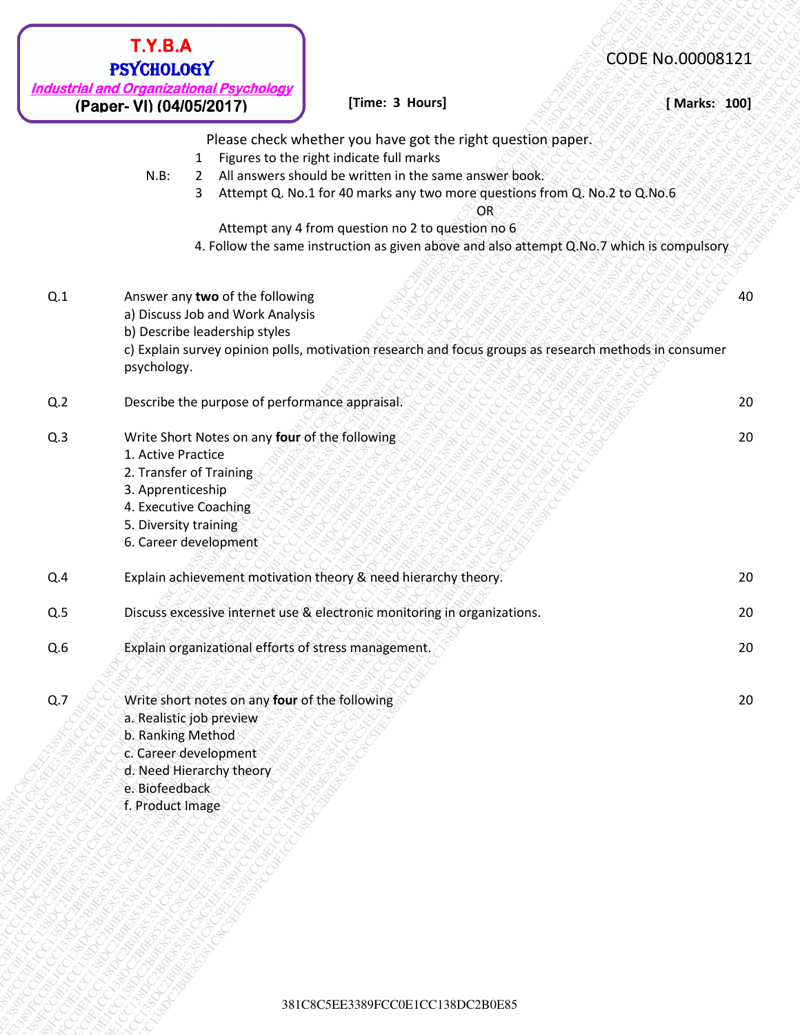**T.Y.B.A**
**PSYCHOLOGY**
***Industrial and Organizational Psychology***
**(Paper- VI) (04/05/2017)**

CODE No.00008121

**[Time: 3 Hours]** **[ Marks: 100]**

Please check whether you have got the right question paper.

N.B:
1. Figures to the right indicate full marks
2. All answers should be written in the same answer book.
3. Attempt Q. No.1 for 40 marks any two more questions from Q. No.2 to Q.No.6

   OR

   Attempt any 4 from question no 2 to question no 6
4. Follow the same instruction as given above and also attempt Q.No.7 which is compulsory

| | | |
|---|---|---|
| Q.1 | Answer any **two** of the following<br>a) Discuss Job and Work Analysis<br>b) Describe leadership styles<br>c) Explain survey opinion polls, motivation research and focus groups as research methods in consumer psychology. | 40 |
| Q.2 | Describe the purpose of performance appraisal. | 20 |
| Q.3 | Write Short Notes on any **four** of the following<br>1. Active Practice<br>2. Transfer of Training<br>3. Apprenticeship<br>4. Executive Coaching<br>5. Diversity training<br>6. Career development | 20 |
| Q.4 | Explain achievement motivation theory & need hierarchy theory. | 20 |
| Q.5 | Discuss excessive internet use & electronic monitoring in organizations. | 20 |
| Q.6 | Explain organizational efforts of stress management. | 20 |
| Q.7 | Write short notes on any **four** of the following<br>a. Realistic job preview<br>b. Ranking Method<br>c. Career development<br>d. Need Hierarchy theory<br>e. Biofeedback<br>f. Product Image | 20 |

381C8C5EE3389FCC0E1CC138DC2B0E85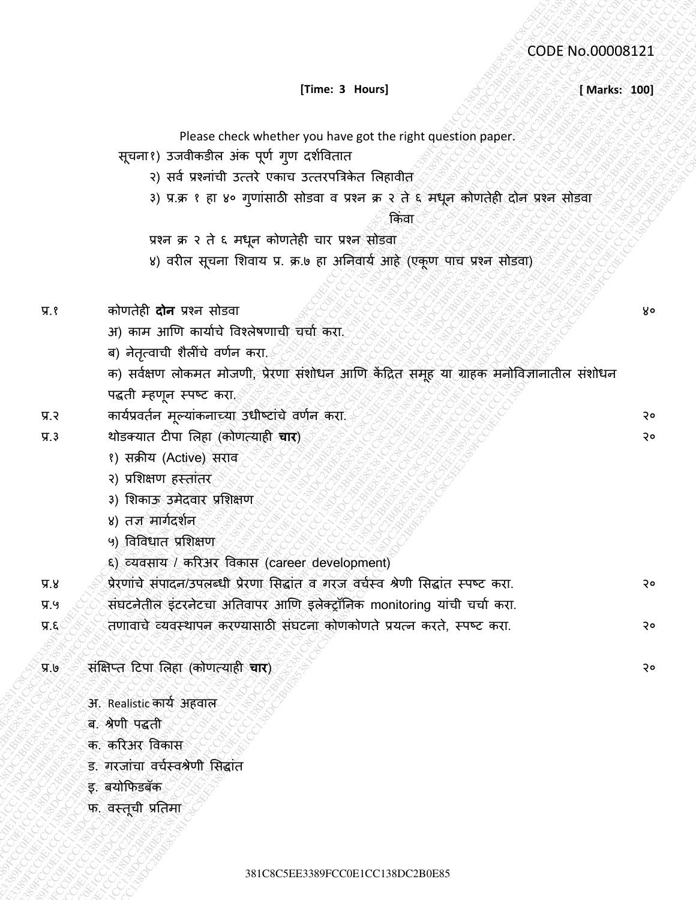CODE No.00008121

**[Time: 3 Hours]** **[ Marks: 100]**

Please check whether you have got the right question paper.

सूचना१) उजवीकडील अंक पूर्ण गुण दर्शवितात

२) सर्व प्रश्नांची उत्तरे एकाच उत्तरपत्रिकेत लिहावीत

३) प्र.क्र १ हा ४० गुणांसाठी सोडवा व प्रश्न क्र २ ते ६ मधून कोणतेही दोन प्रश्न सोडवा

किंवा

प्रश्न क्र २ ते ६ मधून कोणतेही चार प्रश्न सोडवा

४) वरील सूचना शिवाय प्र. क्र.७ हा अनिवार्य आहे (एकूण पाच प्रश्न सोडवा)

प्र.१ कोणतेही **दोन** प्रश्न सोडवा — ४०

अ) काम आणि कार्याचे विश्लेषणाची चर्चा करा.

ब) नेतृत्वाची शैलींचे वर्णन करा.

क) सर्वक्षण लोकमत मोजणी, प्रेरणा संशोधन आणि केंद्रित समूह या ग्राहक मनोविज्ञानातील संशोधन पद्धती म्हणून स्पष्ट करा.

प्र.२ कार्यप्रवर्तन मूल्यांकनाच्या उधीष्टांचे वर्णन करा. — २०

प्र.३ थोडक्यात टीपा लिहा (कोणत्याही **चार**) — २०

१) सक्रीय (Active) सराव

२) प्रशिक्षण हस्तांतर

३) शिकाऊ उमेदवार प्रशिक्षण

४) तज्ञ मार्गदर्शन

५) विविधात प्रशिक्षण

६) व्यवसाय / करिअर विकास (career development)

प्र.४ प्रेरणांचे संपादन/उपलब्धी प्रेरणा सिद्धांत व गरज वर्चस्व श्रेणी सिद्धांत स्पष्ट करा. — २०

प्र.५ संघटनेतील इंटरनेटचा अतिवापर आणि इलेक्ट्रॉनिक monitoring यांची चर्चा करा.

प्र.६ तणावाचे व्यवस्थापन करण्यासाठी संघटना कोणकोणते प्रयत्न करते, स्पष्ट करा. — २०

प्र.७ संक्षिप्त टिपा लिहा (कोणत्याही **चार**) — २०

अ. Realistic कार्य अहवाल

ब. श्रेणी पद्धती

क. करिअर विकास

ड. गरजांचा वर्चस्वश्रेणी सिद्धांत

इ. बयोफिडबॅक

फ. वस्तूची प्रतिमा

381C8C5EE3389FCC0E1CC138DC2B0E85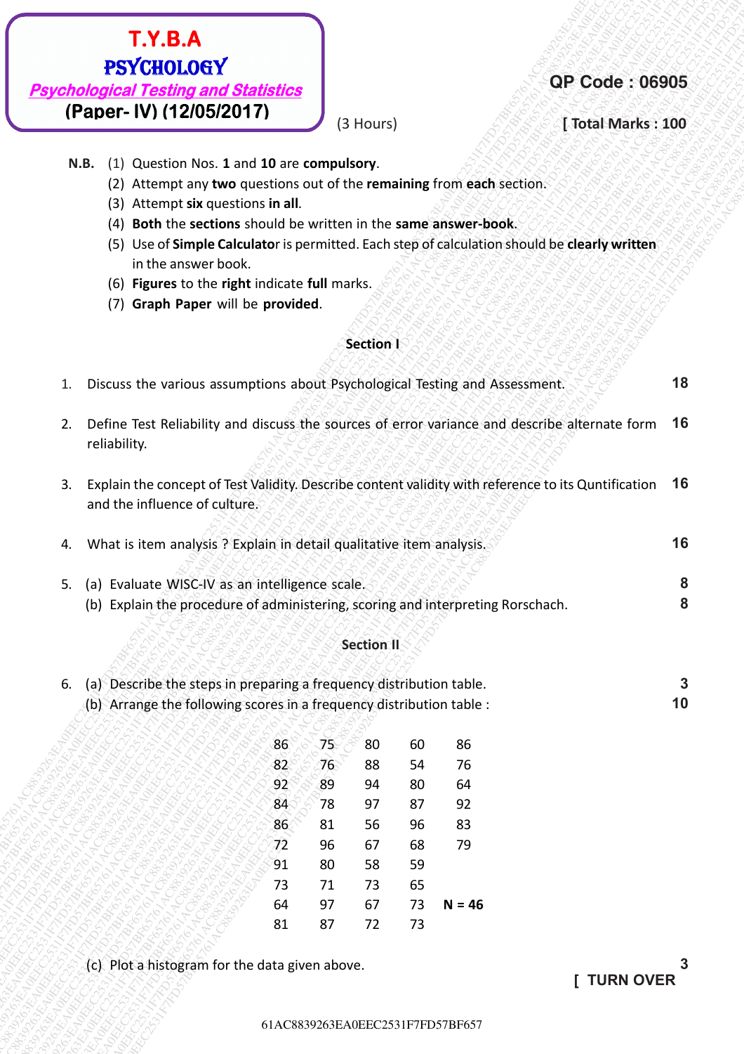**T.Y.B.A**
**PSYCHOLOGY**
***Psychological Testing and Statistics***
**(Paper- IV) (12/05/2017)**

**QP Code : 06905**

(3 Hours) **[ Total Marks : 100**

**N.B.** (1) Question Nos. **1** and **10** are **compulsory**.
(2) Attempt any **two** questions out of the **remaining** from **each** section.
(3) Attempt **six** questions **in all**.
(4) **Both** the **sections** should be written in the **same answer-book**.
(5) Use of **Simple Calculator** is permitted. Each step of calculation should be **clearly written** in the answer book.
(6) **Figures** to the **right** indicate **full** marks.
(7) **Graph Paper** will be **provided**.

## Section I

1. Discuss the various assumptions about Psychological Testing and Assessment. **18**

2. Define Test Reliability and discuss the sources of error variance and describe alternate form reliability. **16**

3. Explain the concept of Test Validity. Describe content validity with reference to its Quntification and the influence of culture. **16**

4. What is item analysis ? Explain in detail qualitative item analysis. **16**

5. (a) Evaluate WISC-IV as an intelligence scale. **8**
   (b) Explain the procedure of administering, scoring and interpreting Rorschach. **8**

## Section II

6. (a) Describe the steps in preparing a frequency distribution table. **3**
   (b) Arrange the following scores in a frequency distribution table : **10**

| | | | | |
|---|---|---|---|---|
| 86 | 75 | 80 | 60 | 86 |
| 82 | 76 | 88 | 54 | 76 |
| 92 | 89 | 94 | 80 | 64 |
| 84 | 78 | 97 | 87 | 92 |
| 86 | 81 | 56 | 96 | 83 |
| 72 | 96 | 67 | 68 | 79 |
| 91 | 80 | 58 | 59 | |
| 73 | 71 | 73 | 65 | |
| 64 | 97 | 67 | 73 | **N = 46** |
| 81 | 87 | 72 | 73 | |

   (c) Plot a histogram for the data given above. **3**

**[ TURN OVER**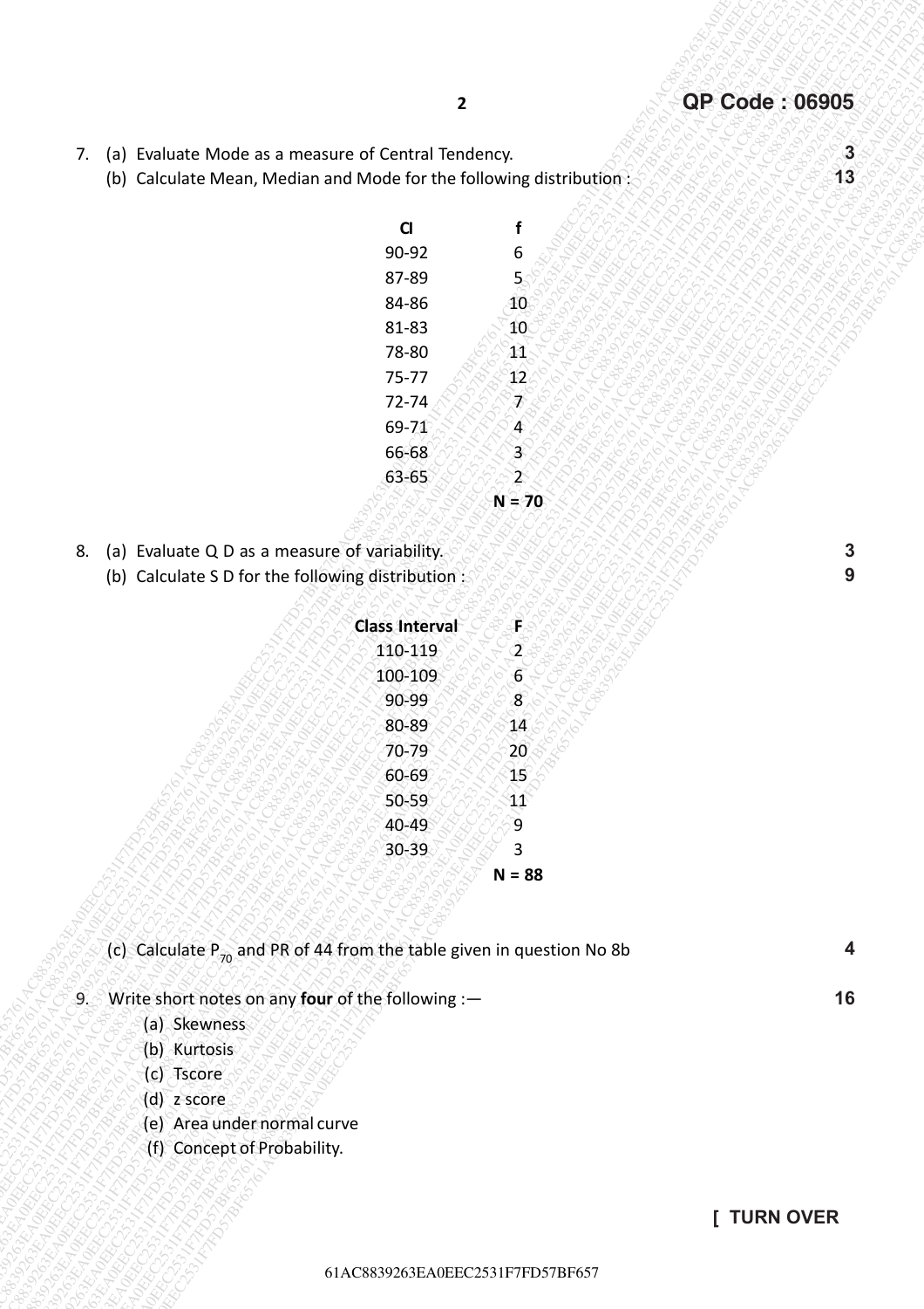QP Code : 06905

7. (a) Evaluate Mode as a measure of Central Tendency. **3**

   (b) Calculate Mean, Median and Mode for the following distribution : **13**

| CI | f |
|---|---|
| 90-92 | 6 |
| 87-89 | 5 |
| 84-86 | 10 |
| 81-83 | 10 |
| 78-80 | 11 |
| 75-77 | 12 |
| 72-74 | 7 |
| 69-71 | 4 |
| 66-68 | 3 |
| 63-65 | 2 |
| | **N = 70** |

8. (a) Evaluate Q D as a measure of variability. **3**

   (b) Calculate S D for the following distribution : **9**

| Class Interval | F |
|---|---|
| 110-119 | 2 |
| 100-109 | 6 |
| 90-99 | 8 |
| 80-89 | 14 |
| 70-79 | 20 |
| 60-69 | 15 |
| 50-59 | 11 |
| 40-49 | 9 |
| 30-39 | 3 |
| | **N = 88** |

   (c) Calculate $P_{70}$ and PR of 44 from the table given in question No 8b **4**

9. Write short notes on any **four** of the following :— **16**

   (a) Skewness

   (b) Kurtosis

   (c) Tscore

   (d) z score

   (e) Area under normal curve

   (f) Concept of Probability.

[ TURN OVER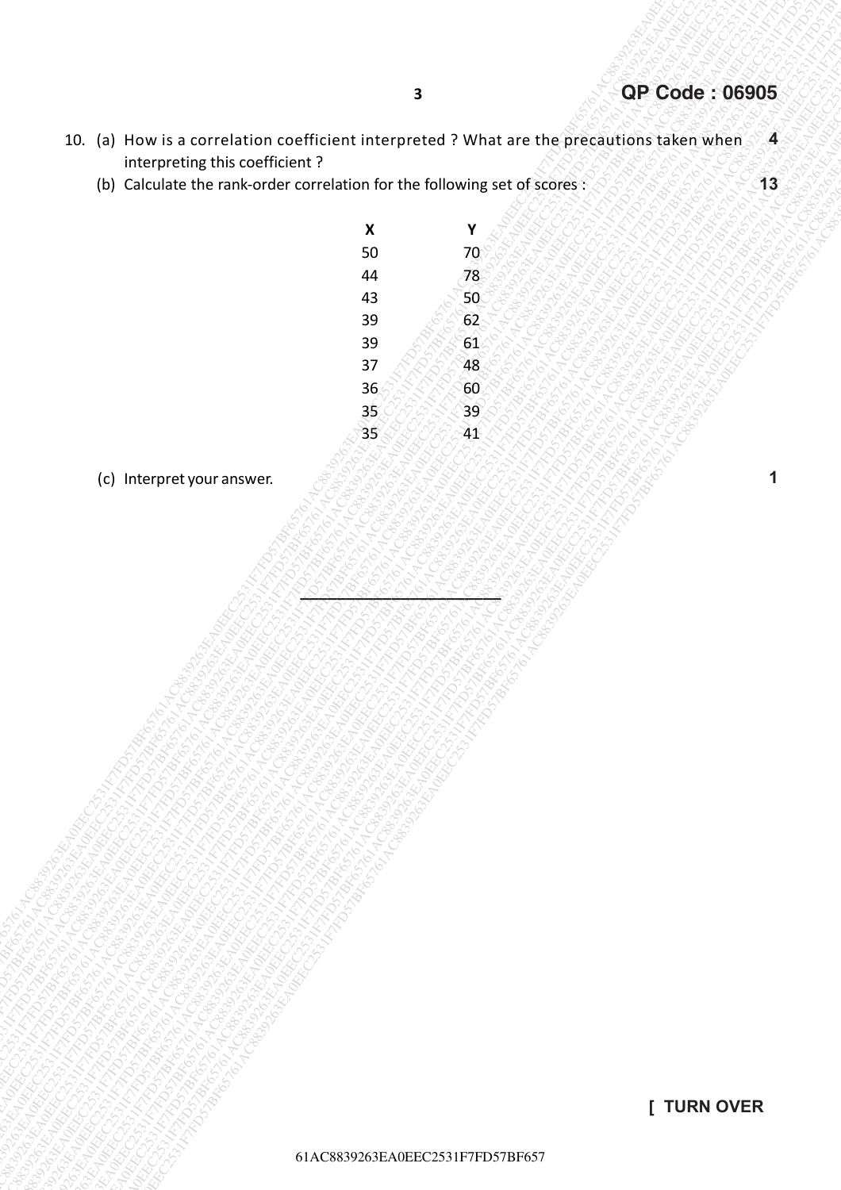10. (a) How is a correlation coefficient interpreted ? What are the precautions taken when interpreting this coefficient ? **4**

(b) Calculate the rank-order correlation for the following set of scores : **13**

| X | Y |
|---|---|
| 50 | 70 |
| 44 | 78 |
| 43 | 50 |
| 39 | 62 |
| 39 | 61 |
| 37 | 48 |
| 36 | 60 |
| 35 | 39 |
| 35 | 41 |

(c) Interpret your answer. **1**

---

[ TURN OVER

61AC8839263EA0EEC2531F7FD57BF657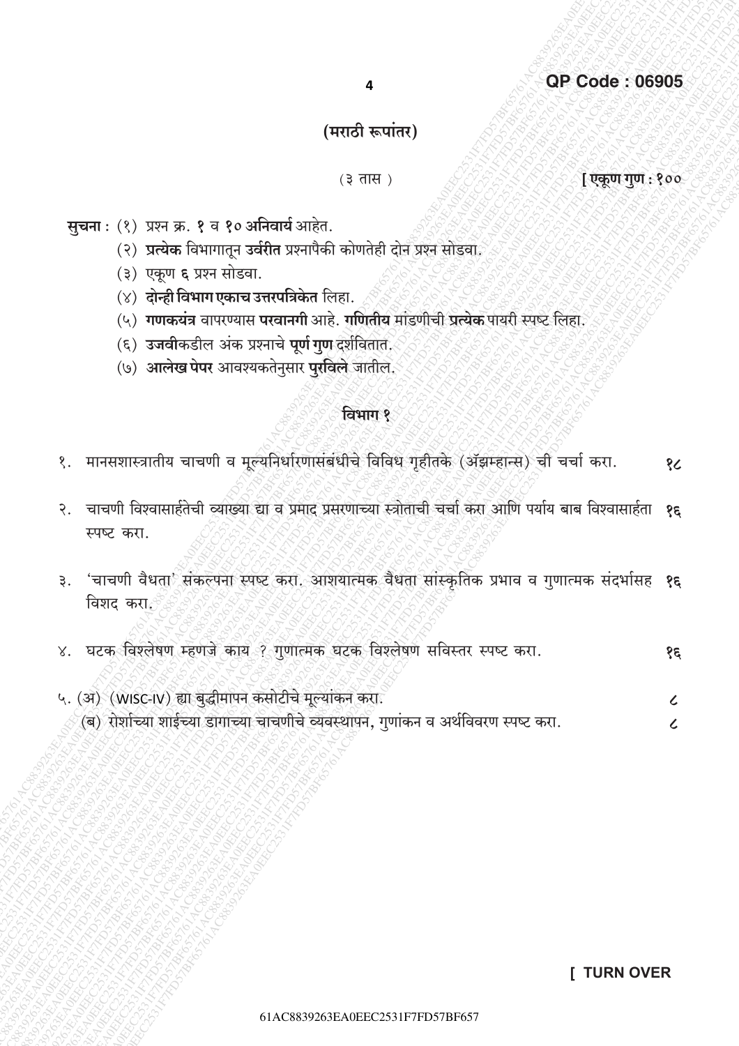QP Code : 06905

## (मराठी रूपांतर)

(३ तास) **[ एकूण गुण : १००**

**सुचना :** (१) प्रश्न क्र. **१** व **१० अनिवार्य** आहेत.
(२) **प्रत्येक** विभागातून **उर्वरीत** प्रश्नापैकी कोणतेही दोन प्रश्न सोडवा.
(३) एकूण **६** प्रश्न सोडवा.
(४) **दोन्ही विभाग एकाच उत्तरपत्रिकेत** लिहा.
(५) **गणकयंत्र** वापरण्यास **परवानगी** आहे. **गणितीय** मांडणीची **प्रत्येक** पायरी स्पष्ट लिहा.
(६) **उजवीकडील** अंक प्रश्नाचे **पूर्ण गुण** दर्शवितात.
(७) **आलेख पेपर** आवश्यकतेनुसार **पुरविले** जातील.

### विभाग १

१. मानसशास्त्रातीय चाचणी व मूल्यनिर्धारणासंबंधीचे विविध गृहीतके (ॲझम्हान्स) ची चर्चा करा. **१८**

२. चाचणी विश्वासार्हतेची व्याख्या द्या व प्रमाद प्रसरणाच्या स्त्रोताची चर्चा करा आणि पर्याय बाब विश्वासार्हता स्पष्ट करा. **१६**

३. 'चाचणी वैधता' संकल्पना स्पष्ट करा. आशयात्मक वैधता सांस्कृतिक प्रभाव व गुणात्मक संदर्भासह विशद करा. **१६**

४. घटक विश्लेषण म्हणजे काय ? गुणात्मक घटक विश्लेषण सविस्तर स्पष्ट करा. **१६**

५. (अ) (WISC-IV) ह्या बुद्धीमापन कसोटीचे मूल्यांकन करा. **८**
(ब) रोर्शाच्या शाईच्या डागाच्या चाचणीचे व्यवस्थापन, गुणांकन व अर्थविवरण स्पष्ट करा. **८**

[ TURN OVER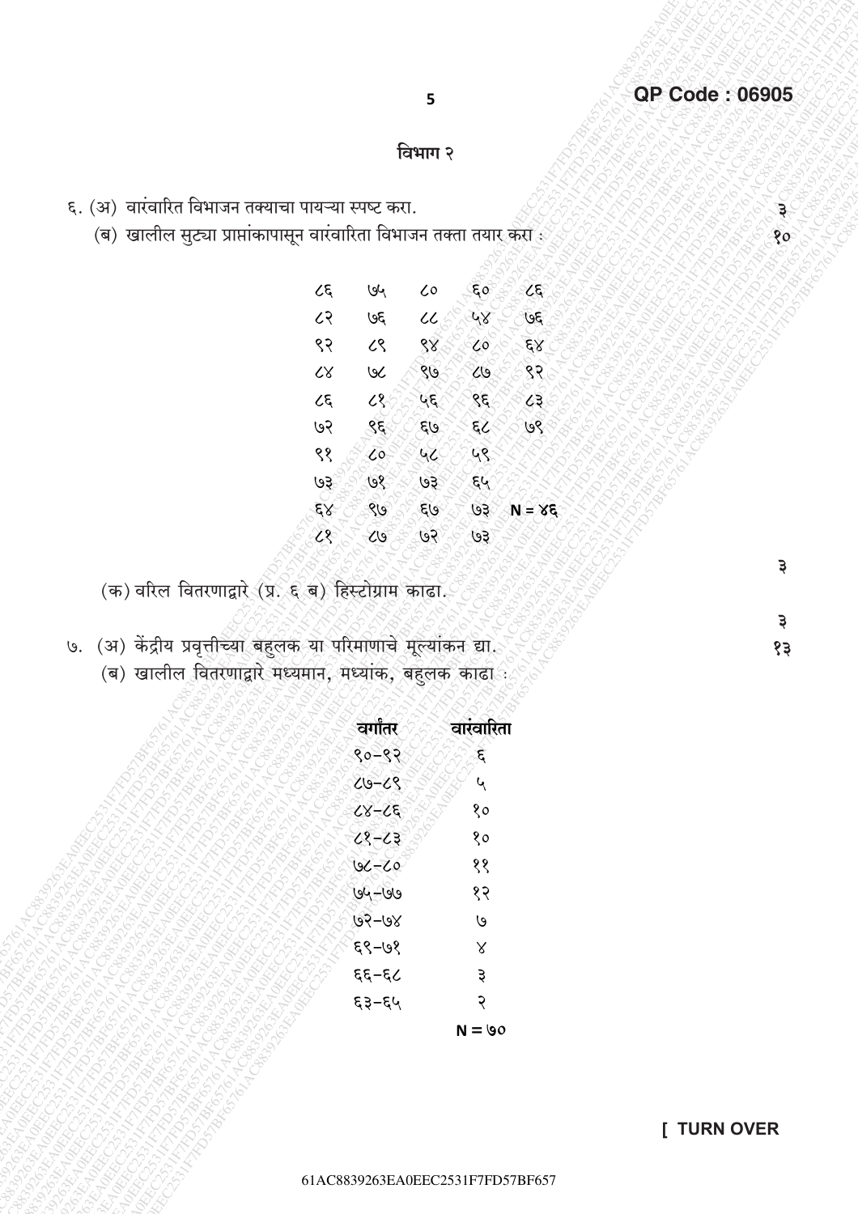## विभाग २

६. (अ) वारंवारित विभाजन तक्याचा पायऱ्या स्पष्ट करा. ३

(ब) खालील सुट्या प्राप्तांकापासून वारंवारिता विभाजन तक्ता तयार करा : १०

| | | | | |
|---|---|---|---|---|
| ८६ | ७५ | ८० | ६० | ८६ |
| ८२ | ७६ | ८८ | ५४ | ७६ |
| ९२ | ८९ | ९४ | ८० | ६४ |
| ८४ | ७८ | ९७ | ८७ | ९२ |
| ८६ | ८१ | ५६ | ९६ | ८३ |
| ७२ | ९६ | ६७ | ६८ | ७९ |
| ९१ | ८० | ५८ | ५९ | |
| ७३ | ७१ | ७३ | ६५ | |
| ६४ | ९७ | ६७ | ७३ | N = ४६ |
| ८१ | ८७ | ७२ | ७३ | |

(क) वरिल वितरणाद्वारे (प्र. ६ ब) हिस्टोग्राम काढा. ३

७. (अ) केंद्रीय प्रवृत्तीच्या बहुलक या परिमाणाचे मूल्यांकन द्या. ३

(ब) खालील वितरणाद्वारे मध्यमान, मध्यांक, बहुलक काढा : १३

| वर्गांतर | वारंवारिता |
|---|---|
| ९०-९२ | ६ |
| ८७-८९ | ५ |
| ८४-८६ | १० |
| ८१-८३ | १० |
| ७८-८० | ११ |
| ७५-७७ | १२ |
| ७२-७४ | ७ |
| ६९-७१ | ४ |
| ६६-६८ | ३ |
| ६३-६५ | २ |
| | N = ७० |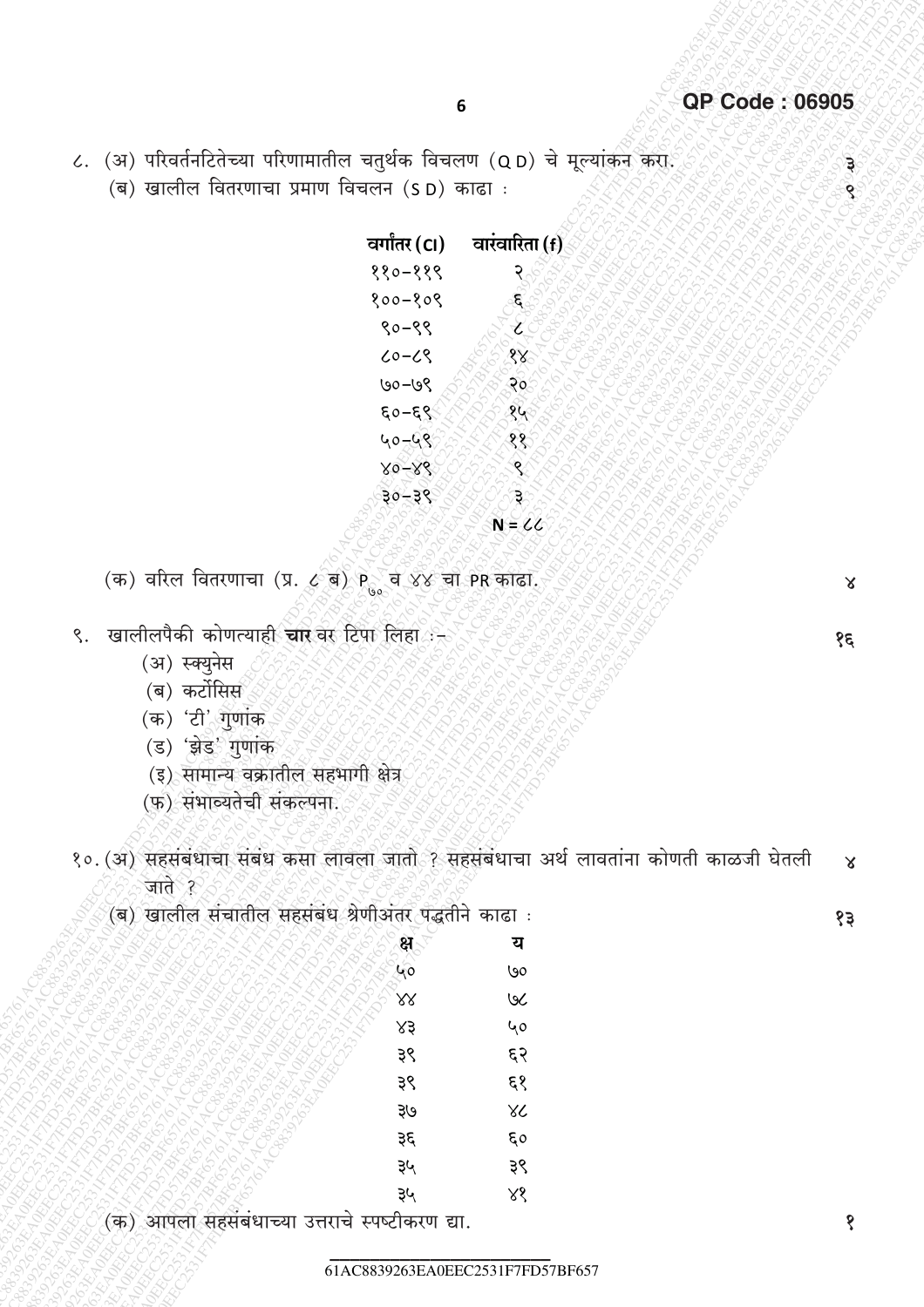८. (अ) परिवर्तनटितेच्या परिणामातील चतुर्थक विचलण (Q D) चे मूल्यांकन करा. ३

(ब) खालील वितरणाचा प्रमाण विचलन (S D) काढा : ९

| वर्गांतर (CI) | वारंवारिता (f) |
|---|---|
| ११०-११९ | २ |
| १००-१०९ | ६ |
| ९०-९९ | ८ |
| ८०-८९ | १४ |
| ७०-७९ | २० |
| ६०-६९ | १५ |
| ५०-५९ | ११ |
| ४०-४९ | ९ |
| ३०-३९ | ३ |
| | N = ८८ |

(क) वरिल वितरणाचा (प्र. ८ ब) $P_{७०}$ व ४४ चा PR काढा. ४

९. खालीलपैकी कोणत्याही **चार** वर टिपा लिहा :- १६

(अ) स्क्युनेस

(ब) कर्टोसिस

(क) 'टी' गुणांक

(ड) 'झेड' गुणांक

(इ) सामान्य वक्रातील सहभागी क्षेत्र

(फ) संभाव्यतेची संकल्पना.

१०. (अ) सहसंबंधाचा संबंध कसा लावला जातो ? सहसंबंधाचा अर्थ लावतांना कोणती काळजी घेतली जाते ? ४

(ब) खालील संचातील सहसंबंध श्रेणीअंतर पद्धतीने काढा : १३

| क्ष | य |
|---|---|
| ५० | ७० |
| ४४ | ७८ |
| ४३ | ५० |
| ३९ | ६२ |
| ३९ | ६१ |
| ३७ | ४८ |
| ३६ | ६० |
| ३५ | ३९ |
| ३५ | ४१ |

(क) आपला सहसंबंधाच्या उत्तराचे स्पष्टीकरण द्या. १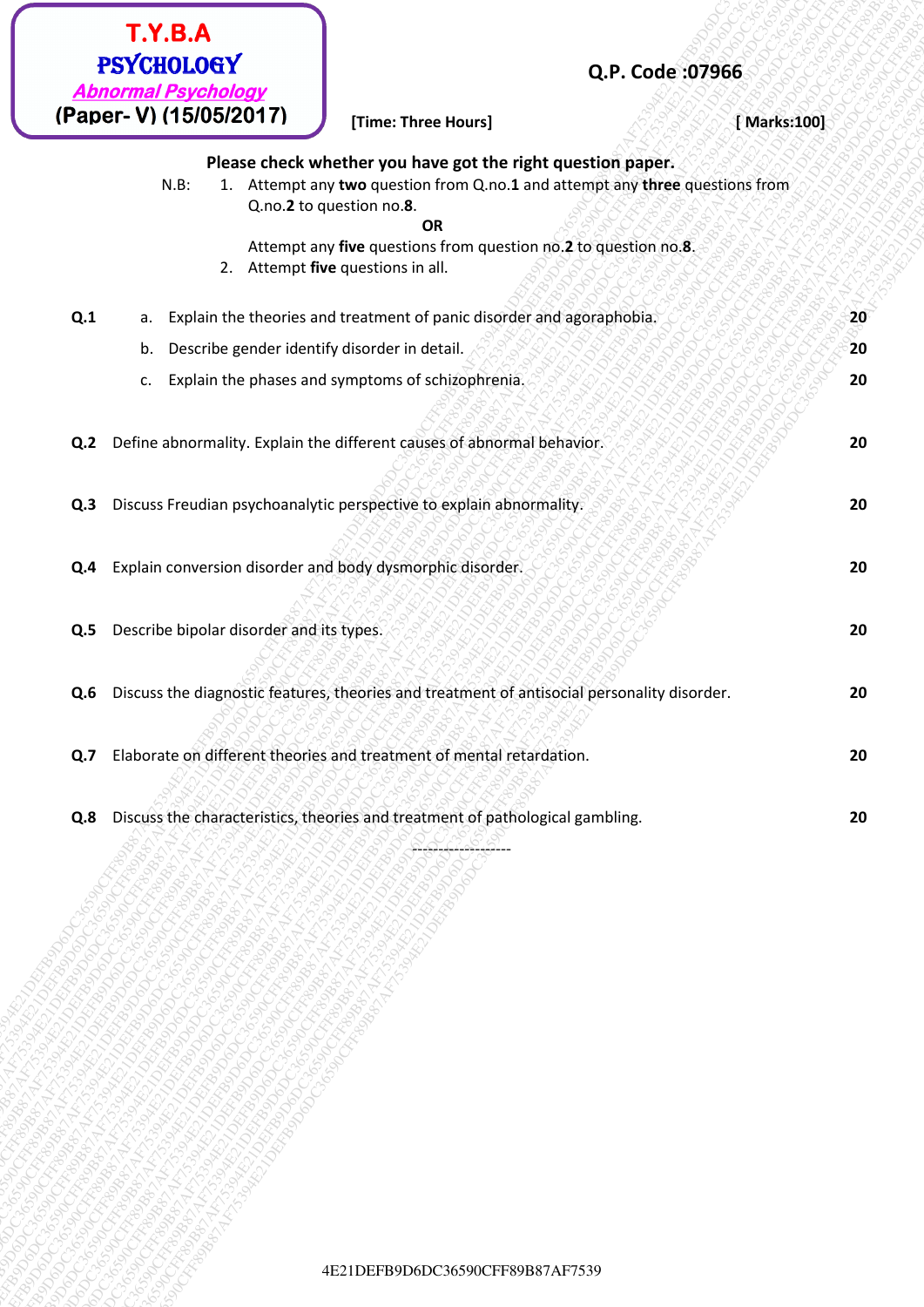**T.Y.B.A**
**PSYCHOLOGY**
***Abnormal Psychology***
**(Paper- V) (15/05/2017)**

**Q.P. Code :07966**

**[Time: Three Hours]** **[ Marks:100]**

**Please check whether you have got the right question paper.**

N.B:
1. Attempt any **two** question from Q.no.**1** and attempt any **three** questions from Q.no.**2** to question no.**8**.
   **OR**
   Attempt any **five** questions from question no.**2** to question no.**8**.
2. Attempt **five** questions in all.

| | | | |
|---|---|---|---|
| **Q.1** | a. | Explain the theories and treatment of panic disorder and agoraphobia. | **20** |
| | b. | Describe gender identify disorder in detail. | **20** |
| | c. | Explain the phases and symptoms of schizophrenia. | **20** |
| **Q.2** | | Define abnormality. Explain the different causes of abnormal behavior. | **20** |
| **Q.3** | | Discuss Freudian psychoanalytic perspective to explain abnormality. | **20** |
| **Q.4** | | Explain conversion disorder and body dysmorphic disorder. | **20** |
| **Q.5** | | Describe bipolar disorder and its types. | **20** |
| **Q.6** | | Discuss the diagnostic features, theories and treatment of antisocial personality disorder. | **20** |
| **Q.7** | | Elaborate on different theories and treatment of mental retardation. | **20** |
| **Q.8** | | Discuss the characteristics, theories and treatment of pathological gambling. | **20** |

-------------------

4E21DEFB9D6DC36590CFF89B87AF7539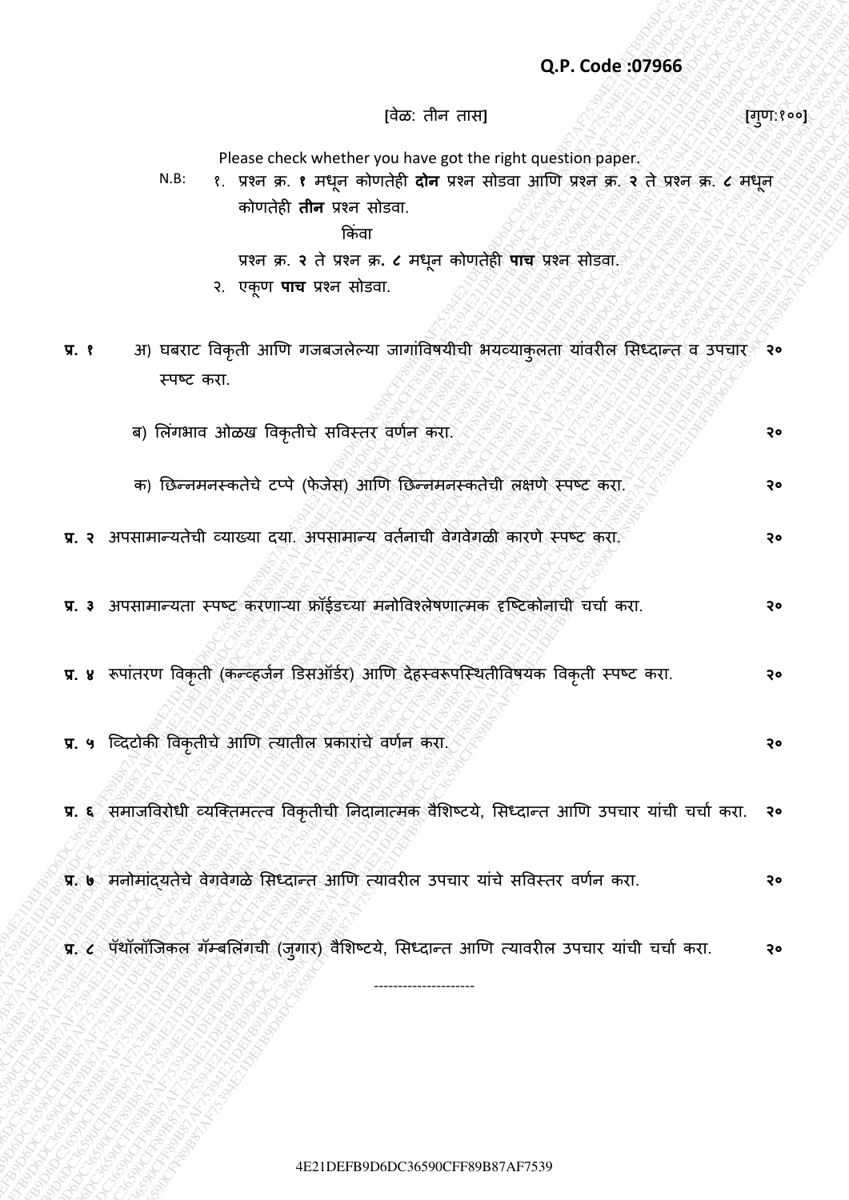**Q.P. Code :07966**

[वेळ: तीन तास] [गुण:१००]

Please check whether you have got the right question paper.

N.B:
१. प्रश्न क्र. **१** मधून कोणतेही **दोन** प्रश्न सोडवा आणि प्रश्न क्र. **२** ते प्रश्न क्र. **८** मधून कोणतेही **तीन** प्रश्न सोडवा.

किंवा

प्रश्न क्र. **२** ते प्रश्न क्र. **८** मधून कोणतेही **पाच** प्रश्न सोडवा.

२. एकूण **पाच** प्रश्न सोडवा.

**प्र. १** अ) घबराट विकृती आणि गजबजलेल्या जागांविषयीची भयव्याकुलता यांवरील सिध्दान्त व उपचार स्पष्ट करा. **२०**

ब) लिंगभाव ओळख विकृतीचे सविस्तर वर्णन करा. **२०**

क) छिन्नमनस्कतेचे टप्पे (फेजेस) आणि छिन्नमनस्कतेची लक्षणे स्पष्ट करा. **२०**

**प्र. २** अपसामान्यतेची व्याख्या दया. अपसामान्य वर्तनाची वेगवेगळी कारणे स्पष्ट करा. **२०**

**प्र. ३** अपसामान्यता स्पष्ट करणाऱ्या फ्रॉईडच्या मनोविश्लेषणात्मक दृष्टिकोनाची चर्चा करा. **२०**

**प्र. ४** रूपांतरण विकृती (कन्व्हर्जन डिसऑर्डर) आणि देहस्वरूपस्थितीविषयक विकृती स्पष्ट करा. **२०**

**प्र. ५** व्दिटोकी विकृतीचे आणि त्यातील प्रकारांचे वर्णन करा. **२०**

**प्र. ६** समाजविरोधी व्यक्तिमत्त्व विकृतीची निदानात्मक वैशिष्टये, सिध्दान्त आणि उपचार यांची चर्चा करा. **२०**

**प्र. ७** मनोमांद्यतेचे वेगवेगळे सिध्दान्त आणि त्यावरील उपचार यांचे सविस्तर वर्णन करा. **२०**

**प्र. ८** पॅथॉलॉजिकल गॅम्बलिंगची (जुगार) वैशिष्टये, सिध्दान्त आणि त्यावरील उपचार यांची चर्चा करा. **२०**

---------------------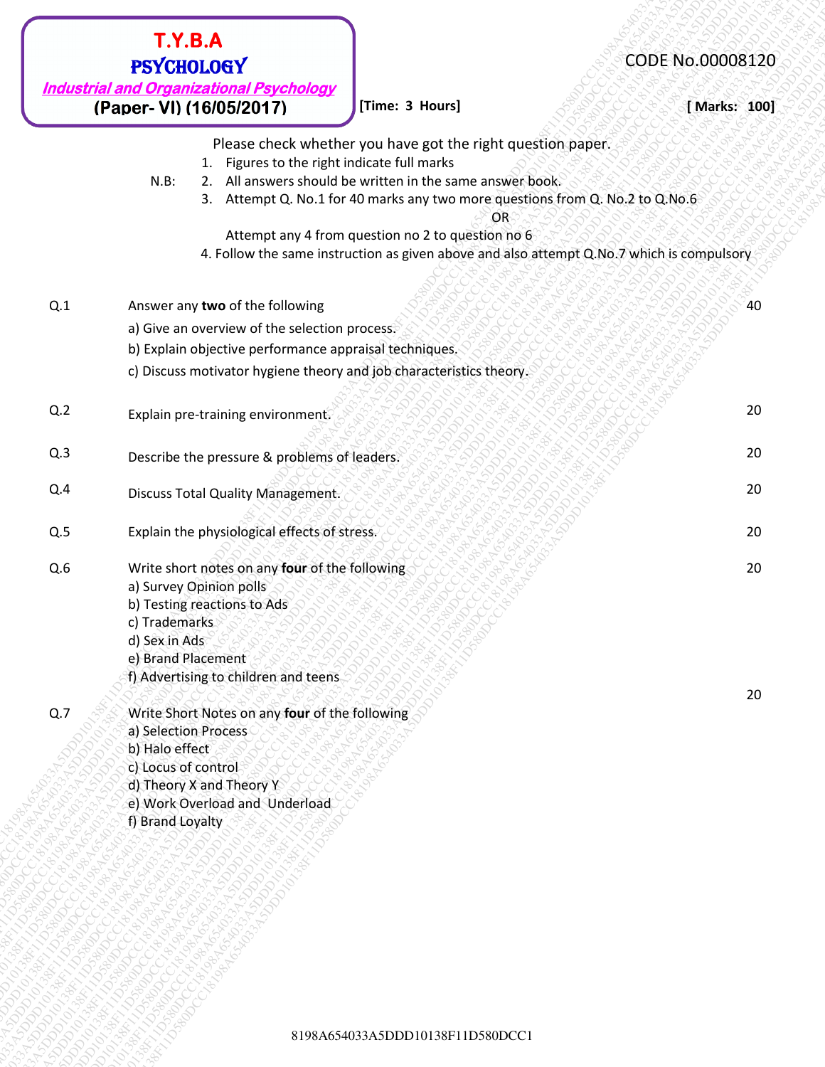**T.Y.B.A**
**PSYCHOLOGY**
***Industrial and Organizational Psychology***
**(Paper- VI) (16/05/2017)**

CODE No.00008120

**[Time: 3 Hours]** **[ Marks: 100]**

Please check whether you have got the right question paper.

N.B:
1. Figures to the right indicate full marks
2. All answers should be written in the same answer book.
3. Attempt Q. No.1 for 40 marks any two more questions from Q. No.2 to Q.No.6

   OR

   Attempt any 4 from question no 2 to question no 6
4. Follow the same instruction as given above and also attempt Q.No.7 which is compulsory

**Q.1** Answer any **two** of the following — 40

a) Give an overview of the selection process.

b) Explain objective performance appraisal techniques.

c) Discuss motivator hygiene theory and job characteristics theory.

**Q.2** Explain pre-training environment. — 20

**Q.3** Describe the pressure & problems of leaders. — 20

**Q.4** Discuss Total Quality Management. — 20

**Q.5** Explain the physiological effects of stress. — 20

**Q.6** Write short notes on any **four** of the following — 20

a) Survey Opinion polls
b) Testing reactions to Ads
c) Trademarks
d) Sex in Ads
e) Brand Placement
f) Advertising to children and teens

**Q.7** Write Short Notes on any **four** of the following — 20

a) Selection Process
b) Halo effect
c) Locus of control
d) Theory X and Theory Y
e) Work Overload and Underload
f) Brand Loyalty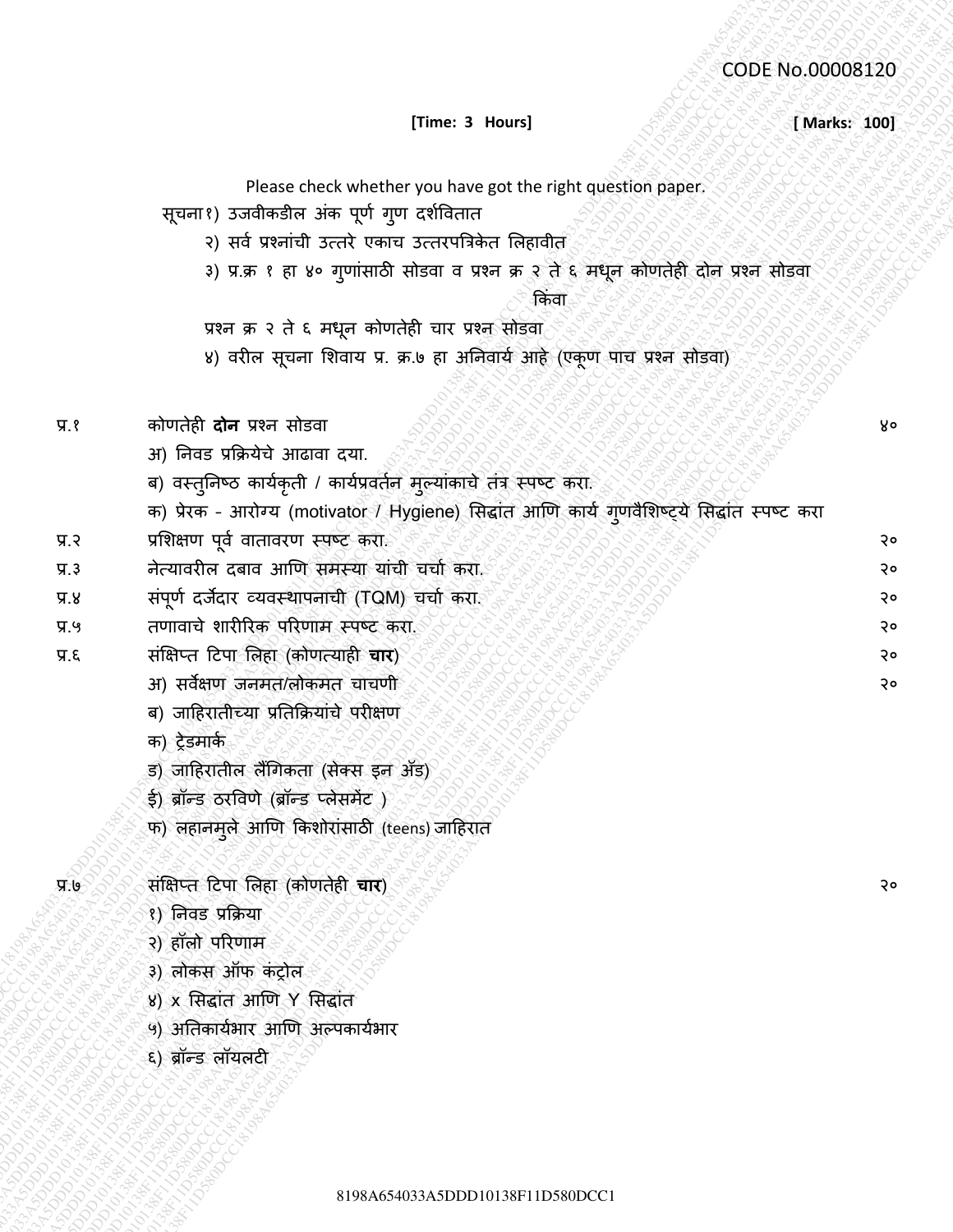CODE No.00008120

**[Time: 3 Hours]** **[ Marks: 100]**

Please check whether you have got the right question paper.

सूचना१) उजवीकडील अंक पूर्ण गुण दर्शवितात

२) सर्व प्रश्नांची उत्तरे एकाच उत्तरपत्रिकेत लिहावीत

३) प्र.क्र १ हा ४० गुणांसाठी सोडवा व प्रश्न क्र २ ते ६ मधून कोणतेही दोन प्रश्न सोडवा

किंवा

प्रश्न क्र २ ते ६ मधून कोणतेही चार प्रश्न सोडवा

४) वरील सूचना शिवाय प्र. क्र.७ हा अनिवार्य आहे (एकूण पाच प्रश्न सोडवा)

प्र.१ कोणतेही **दोन** प्रश्न सोडवा — ४०

अ) निवड प्रक्रियेचे आढावा दया.

ब) वस्तुनिष्ठ कार्यकृती / कार्यप्रवर्तन मुल्यांकाचे तंत्र स्पष्ट करा.

क) प्रेरक - आरोग्य (motivator / Hygiene) सिद्धांत आणि कार्य गुणवैशिष्ट्ये सिद्धांत स्पष्ट करा

प्र.२ प्रशिक्षण पूर्व वातावरण स्पष्ट करा. — २०

प्र.३ नेत्यावरील दबाव आणि समस्या यांची चर्चा करा. — २०

प्र.४ संपूर्ण दर्जेदार व्यवस्थापनाची (TQM) चर्चा करा. — २०

प्र.५ तणावाचे शारीरिक परिणाम स्पष्ट करा. — २०

प्र.६ संक्षिप्त टिपा लिहा (कोणत्याही **चार**) — २०

अ) सर्वेक्षण जनमत/लोकमत चाचणी — २०

ब) जाहिरातीच्या प्रतिक्रियांचे परीक्षण

क) ट्रेडमार्क

ड) जाहिरातील लैंगिकता (सेक्स इन अॅड)

ई) ब्रॅन्ड ठरविणे (ब्रॅन्ड प्लेसमेंट )

फ) लहानमुले आणि किशोरांसाठी (teens) जाहिरात

प्र.७ संक्षिप्त टिपा लिहा (कोणतेही **चार**) — २०

१) निवड प्रक्रिया

२) हॅलो परिणाम

३) लोकस ऑफ कंट्रोल

४) x सिद्धांत आणि Y सिद्धांत

५) अतिकार्यभार आणि अल्पकार्यभार

६) ब्रॅन्ड लॉयलटी

8198A654033A5DDD10138F11D580DCC1